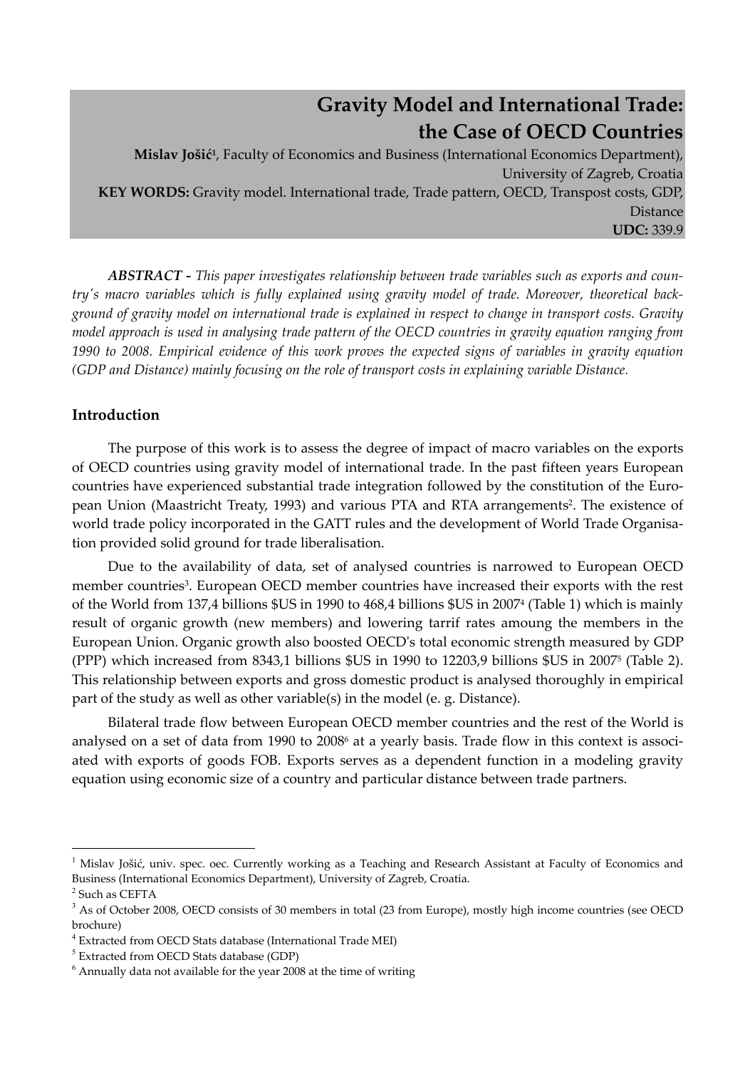# Gravity Model and International Trade: the Case of OECD Countries

**Mislav Jošić**[1], Faculty of Economics and Business (International Economics Department), University of Zagreb, Croatia

**KEY WORDS:** Gravity model. International trade, Trade pattern, OECD, Transpost costs, GDP, Distance

**UDC:** 339.9

***ABSTRACT*** *- This paper investigates relationship between trade variables such as exports and country's macro variables which is fully explained using gravity model of trade. Moreover, theoretical background of gravity model on international trade is explained in respect to change in transport costs. Gravity model approach is used in analysing trade pattern of the OECD countries in gravity equation ranging from 1990 to 2008. Empirical evidence of this work proves the expected signs of variables in gravity equation (GDP and Distance) mainly focusing on the role of transport costs in explaining variable Distance.*

## Introduction

The purpose of this work is to assess the degree of impact of macro variables on the exports of OECD countries using gravity model of international trade. In the past fifteen years European countries have experienced substantial trade integration followed by the constitution of the European Union (Maastricht Treaty, 1993) and various PTA and RTA arrangements[2]. The existence of world trade policy incorporated in the GATT rules and the development of World Trade Organisation provided solid ground for trade liberalisation.

Due to the availability of data, set of analysed countries is narrowed to European OECD member countries[3]. European OECD member countries have increased their exports with the rest of the World from 137,4 billions $US in 1990 to 468,4 billions $US in 2007[4] (Table 1) which is mainly result of organic growth (new members) and lowering tarrif rates amoung the members in the European Union. Organic growth also boosted OECD's total economic strength measured by GDP (PPP) which increased from 8343,1 billions $US in 1990 to 12203,9 billions $US in 2007[5] (Table 2). This relationship between exports and gross domestic product is analysed thoroughly in empirical part of the study as well as other variable(s) in the model (e. g. Distance).

Bilateral trade flow between European OECD member countries and the rest of the World is analysed on a set of data from 1990 to 2008[6] at a yearly basis. Trade flow in this context is associated with exports of goods FOB. Exports serves as a dependent function in a modeling gravity equation using economic size of a country and particular distance between trade partners.

---

[1] Mislav Jošić, univ. spec. oec. Currently working as a Teaching and Research Assistant at Faculty of Economics and Business (International Economics Department), University of Zagreb, Croatia.

[2] Such as CEFTA

[3] As of October 2008, OECD consists of 30 members in total (23 from Europe), mostly high income countries (see OECD brochure)

[4] Extracted from OECD Stats database (International Trade MEI)

[5] Extracted from OECD Stats database (GDP)

[6] Annually data not available for the year 2008 at the time of writing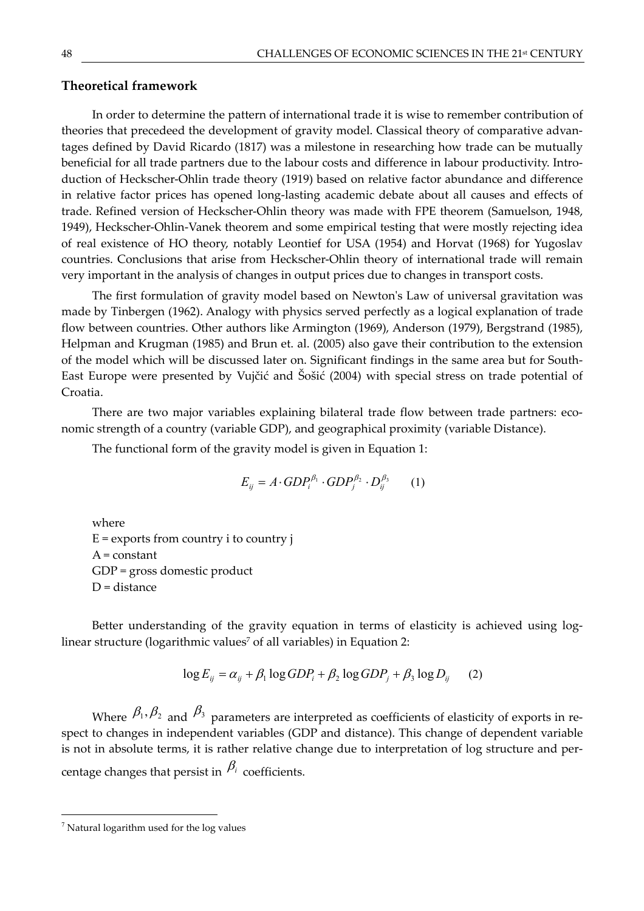## Theoretical framework

In order to determine the pattern of international trade it is wise to remember contribution of theories that precedeed the development of gravity model. Classical theory of comparative advantages defined by David Ricardo (1817) was a milestone in researching how trade can be mutually beneficial for all trade partners due to the labour costs and difference in labour productivity. Introduction of Heckscher-Ohlin trade theory (1919) based on relative factor abundance and difference in relative factor prices has opened long-lasting academic debate about all causes and effects of trade. Refined version of Heckscher-Ohlin theory was made with FPE theorem (Samuelson, 1948, 1949), Heckscher-Ohlin-Vanek theorem and some empirical testing that were mostly rejecting idea of real existence of HO theory, notably Leontief for USA (1954) and Horvat (1968) for Yugoslav countries. Conclusions that arise from Heckscher-Ohlin theory of international trade will remain very important in the analysis of changes in output prices due to changes in transport costs.

The first formulation of gravity model based on Newton's Law of universal gravitation was made by Tinbergen (1962). Analogy with physics served perfectly as a logical explanation of trade flow between countries. Other authors like Armington (1969), Anderson (1979), Bergstrand (1985), Helpman and Krugman (1985) and Brun et. al. (2005) also gave their contribution to the extension of the model which will be discussed later on. Significant findings in the same area but for South-East Europe were presented by Vujčić and Šošić (2004) with special stress on trade potential of Croatia.

There are two major variables explaining bilateral trade flow between trade partners: economic strength of a country (variable GDP), and geographical proximity (variable Distance).

The functional form of the gravity model is given in Equation 1:

$$E_{ij} = A \cdot GDP_i^{\beta_1} \cdot GDP_j^{\beta_2} \cdot D_{ij}^{\beta_3} \qquad (1)$$

where
E = exports from country i to country j
A = constant
GDP = gross domestic product
D = distance

Better understanding of the gravity equation in terms of elasticity is achieved using log-linear structure (logarithmic values[7] of all variables) in Equation 2:

$$\log E_{ij} = \alpha_{ij} + \beta_1 \log GDP_i + \beta_2 \log GDP_j + \beta_3 \log D_{ij} \qquad (2)$$

Where $\beta_1, \beta_2$ and $\beta_3$ parameters are interpreted as coefficients of elasticity of exports in respect to changes in independent variables (GDP and distance). This change of dependent variable is not in absolute terms, it is rather relative change due to interpretation of log structure and percentage changes that persist in $\beta_i$ coefficients.

[7] Natural logarithm used for the log values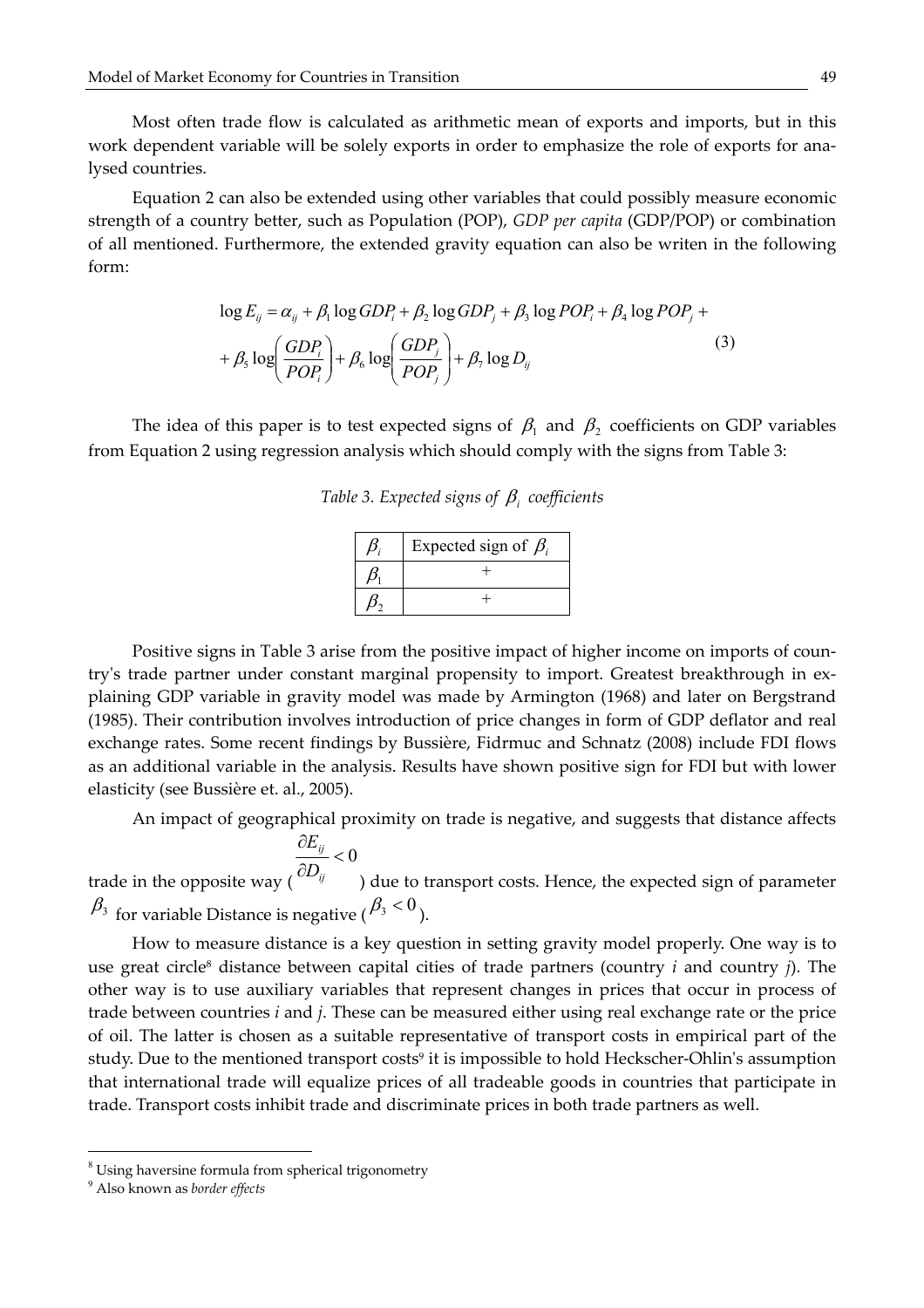Most often trade flow is calculated as arithmetic mean of exports and imports, but in this work dependent variable will be solely exports in order to emphasize the role of exports for analysed countries.

Equation 2 can also be extended using other variables that could possibly measure economic strength of a country better, such as Population (POP), *GDP per capita* (GDP/POP) or combination of all mentioned. Furthermore, the extended gravity equation can also be writen in the following form:

$$\log E_{ij} = \alpha_{ij} + \beta_1 \log GDP_i + \beta_2 \log GDP_j + \beta_3 \log POP_i + \beta_4 \log POP_j + \\ + \beta_5 \log\left(\frac{GDP_i}{POP_i}\right) + \beta_6 \log\left(\frac{GDP_j}{POP_j}\right) + \beta_7 \log D_{ij} \tag{3}$$

The idea of this paper is to test expected signs of $\beta_1$ and $\beta_2$ coefficients on GDP variables from Equation 2 using regression analysis which should comply with the signs from Table 3:

*Table 3. Expected signs of $\beta_i$ coefficients*

| $\beta_i$ | Expected sign of $\beta_i$ |
|---|---|
| $\beta_1$ | + |
| $\beta_2$ | + |

Positive signs in Table 3 arise from the positive impact of higher income on imports of country's trade partner under constant marginal propensity to import. Greatest breakthrough in explaining GDP variable in gravity model was made by Armington (1968) and later on Bergstrand (1985). Their contribution involves introduction of price changes in form of GDP deflator and real exchange rates. Some recent findings by Bussière, Fidrmuc and Schnatz (2008) include FDI flows as an additional variable in the analysis. Results have shown positive sign for FDI but with lower elasticity (see Bussière et. al., 2005).

An impact of geographical proximity on trade is negative, and suggests that distance affects trade in the opposite way ($\frac{\partial E_{ij}}{\partial D_{ij}} < 0$) due to transport costs. Hence, the expected sign of parameter $\beta_3$ for variable Distance is negative ($\beta_3 < 0$).

How to measure distance is a key question in setting gravity model properly. One way is to use great circle[8] distance between capital cities of trade partners (country *i* and country *j*). The other way is to use auxiliary variables that represent changes in prices that occur in process of trade between countries *i* and *j*. These can be measured either using real exchange rate or the price of oil. The latter is chosen as a suitable representative of transport costs in empirical part of the study. Due to the mentioned transport costs[9] it is impossible to hold Heckscher-Ohlin's assumption that international trade will equalize prices of all tradeable goods in countries that participate in trade. Transport costs inhibit trade and discriminate prices in both trade partners as well.

---

[8] Using haversine formula from spherical trigonometry

[9] Also known as *border effects*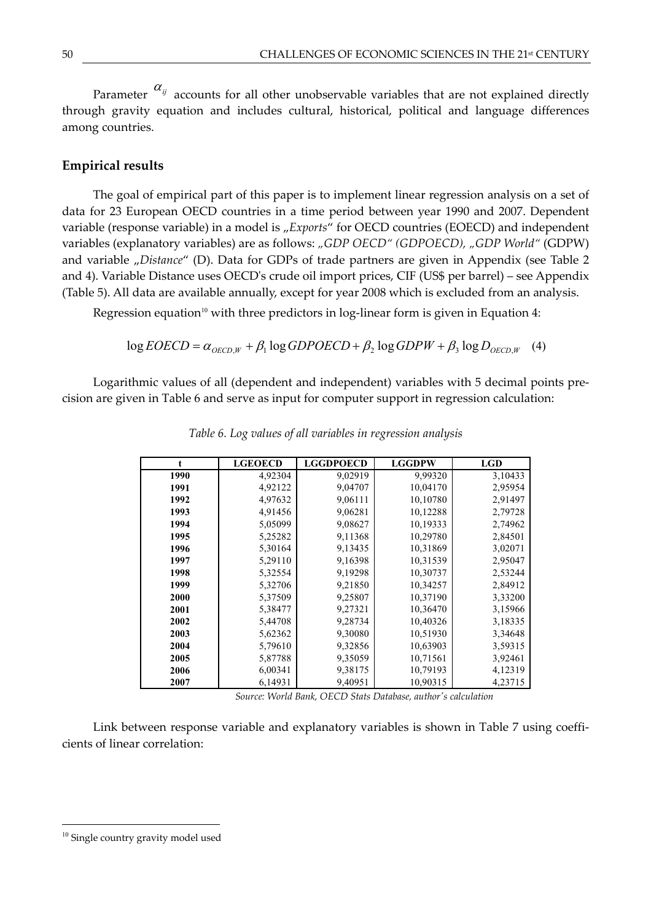Parameter $\alpha_{ij}$ accounts for all other unobservable variables that are not explained directly through gravity equation and includes cultural, historical, political and language differences among countries.

## Empirical results

The goal of empirical part of this paper is to implement linear regression analysis on a set of data for 23 European OECD countries in a time period between year 1990 and 2007. Dependent variable (response variable) in a model is „*Exports*" for OECD countries (EOECD) and independent variables (explanatory variables) are as follows: *„GDP OECD" (GDPOECD), „GDP World"* (GDPW) and variable „*Distance*" (D). Data for GDPs of trade partners are given in Appendix (see Table 2 and 4). Variable Distance uses OECD's crude oil import prices, CIF (US$ per barrel) – see Appendix (Table 5). All data are available annually, except for year 2008 which is excluded from an analysis.

Regression equation[10] with three predictors in log-linear form is given in Equation 4:

$$\log EOECD = \alpha_{OECD,W} + \beta_1 \log GDPOECD + \beta_2 \log GDPW + \beta_3 \log D_{OECD,W} \quad (4)$$

Logarithmic values of all (dependent and independent) variables with 5 decimal points precision are given in Table 6 and serve as input for computer support in regression calculation:

*Table 6. Log values of all variables in regression analysis*

| t | LGEOECD | LGGDPOECD | LGGDPW | LGD |
|---|---|---|---|---|
| 1990 | 4,92304 | 9,02919 | 9,99320 | 3,10433 |
| 1991 | 4,92122 | 9,04707 | 10,04170 | 2,95954 |
| 1992 | 4,97632 | 9,06111 | 10,10780 | 2,91497 |
| 1993 | 4,91456 | 9,06281 | 10,12288 | 2,79728 |
| 1994 | 5,05099 | 9,08627 | 10,19333 | 2,74962 |
| 1995 | 5,25282 | 9,11368 | 10,29780 | 2,84501 |
| 1996 | 5,30164 | 9,13435 | 10,31869 | 3,02071 |
| 1997 | 5,29110 | 9,16398 | 10,31539 | 2,95047 |
| 1998 | 5,32554 | 9,19298 | 10,30737 | 2,53244 |
| 1999 | 5,32706 | 9,21850 | 10,34257 | 2,84912 |
| 2000 | 5,37509 | 9,25807 | 10,37190 | 3,33200 |
| 2001 | 5,38477 | 9,27321 | 10,36470 | 3,15966 |
| 2002 | 5,44708 | 9,28734 | 10,40326 | 3,18335 |
| 2003 | 5,62362 | 9,30080 | 10,51930 | 3,34648 |
| 2004 | 5,79610 | 9,32856 | 10,63903 | 3,59315 |
| 2005 | 5,87788 | 9,35059 | 10,71561 | 3,92461 |
| 2006 | 6,00341 | 9,38175 | 10,79193 | 4,12319 |
| 2007 | 6,14931 | 9,40951 | 10,90315 | 4,23715 |

*Source: World Bank, OECD Stats Database, author's calculation*

Link between response variable and explanatory variables is shown in Table 7 using coefficients of linear correlation:

[10] Single country gravity model used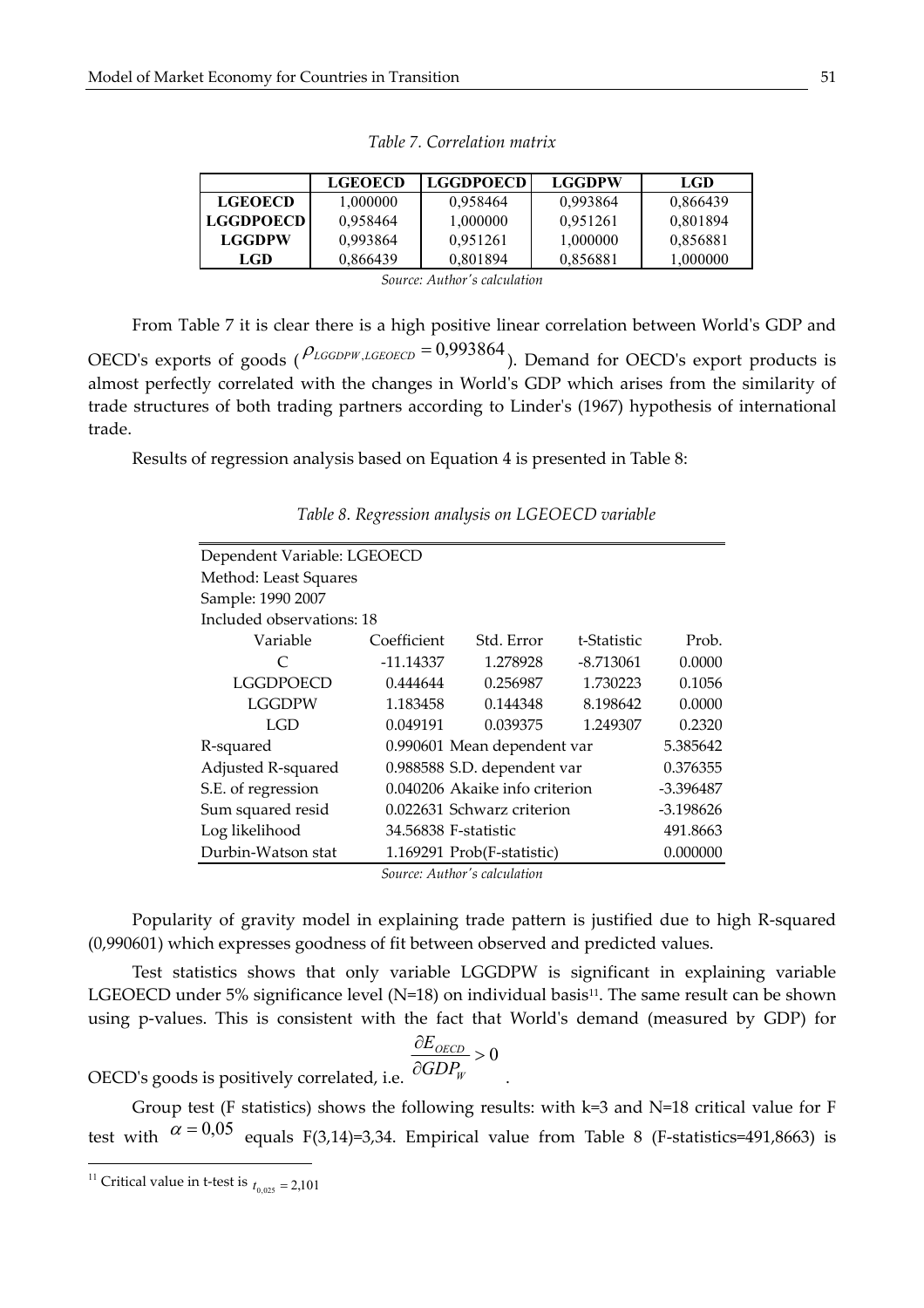*Table 7. Correlation matrix*

| | LGEOECD | LGGDPOECD | LGGDPW | LGD |
|---|---|---|---|---|
| **LGEOECD** | 1,000000 | 0,958464 | 0,993864 | 0,866439 |
| **LGGDPOECD** | 0,958464 | 1,000000 | 0,951261 | 0,801894 |
| **LGGDPW** | 0,993864 | 0,951261 | 1,000000 | 0,856881 |
| **LGD** | 0,866439 | 0,801894 | 0,856881 | 1,000000 |

*Source: Author's calculation*

From Table 7 it is clear there is a high positive linear correlation between World's GDP and OECD's exports of goods ($\rho_{LGGDPW,LGEOECD} = 0{,}993864$). Demand for OECD's export products is almost perfectly correlated with the changes in World's GDP which arises from the similarity of trade structures of both trading partners according to Linder's (1967) hypothesis of international trade.

Results of regression analysis based on Equation 4 is presented in Table 8:

*Table 8. Regression analysis on LGEOECD variable*

Dependent Variable: LGEOECD
Method: Least Squares
Sample: 1990 2007
Included observations: 18

| Variable | Coefficient | Std. Error | t-Statistic | Prob. |
|---|---|---|---|---|
| C | -11.14337 | 1.278928 | -8.713061 | 0.0000 |
| LGGDPOECD | 0.444644 | 0.256987 | 1.730223 | 0.1056 |
| LGGDPW | 1.183458 | 0.144348 | 8.198642 | 0.0000 |
| LGD | 0.049191 | 0.039375 | 1.249307 | 0.2320 |

| | | | |
|---|---|---|---|
| R-squared | 0.990601 | Mean dependent var | 5.385642 |
| Adjusted R-squared | 0.988588 | S.D. dependent var | 0.376355 |
| S.E. of regression | 0.040206 | Akaike info criterion | -3.396487 |
| Sum squared resid | 0.022631 | Schwarz criterion | -3.198626 |
| Log likelihood | 34.56838 | F-statistic | 491.8663 |
| Durbin-Watson stat | 1.169291 | Prob(F-statistic) | 0.000000 |

*Source: Author's calculation*

Popularity of gravity model in explaining trade pattern is justified due to high R-squared (0,990601) which expresses goodness of fit between observed and predicted values.

Test statistics shows that only variable LGGDPW is significant in explaining variable LGEOECD under 5% significance level (N=18) on individual basis[11]. The same result can be shown using p-values. This is consistent with the fact that World's demand (measured by GDP) for OECD's goods is positively correlated, i.e. $\frac{\partial E_{OECD}}{\partial GDP_W} > 0$.

Group test (F statistics) shows the following results: with k=3 and N=18 critical value for F test with $\alpha = 0{,}05$ equals F(3,14)=3,34. Empirical value from Table 8 (F-statistics=491,8663) is

[11] Critical value in t-test is $t_{0,025} = 2{,}101$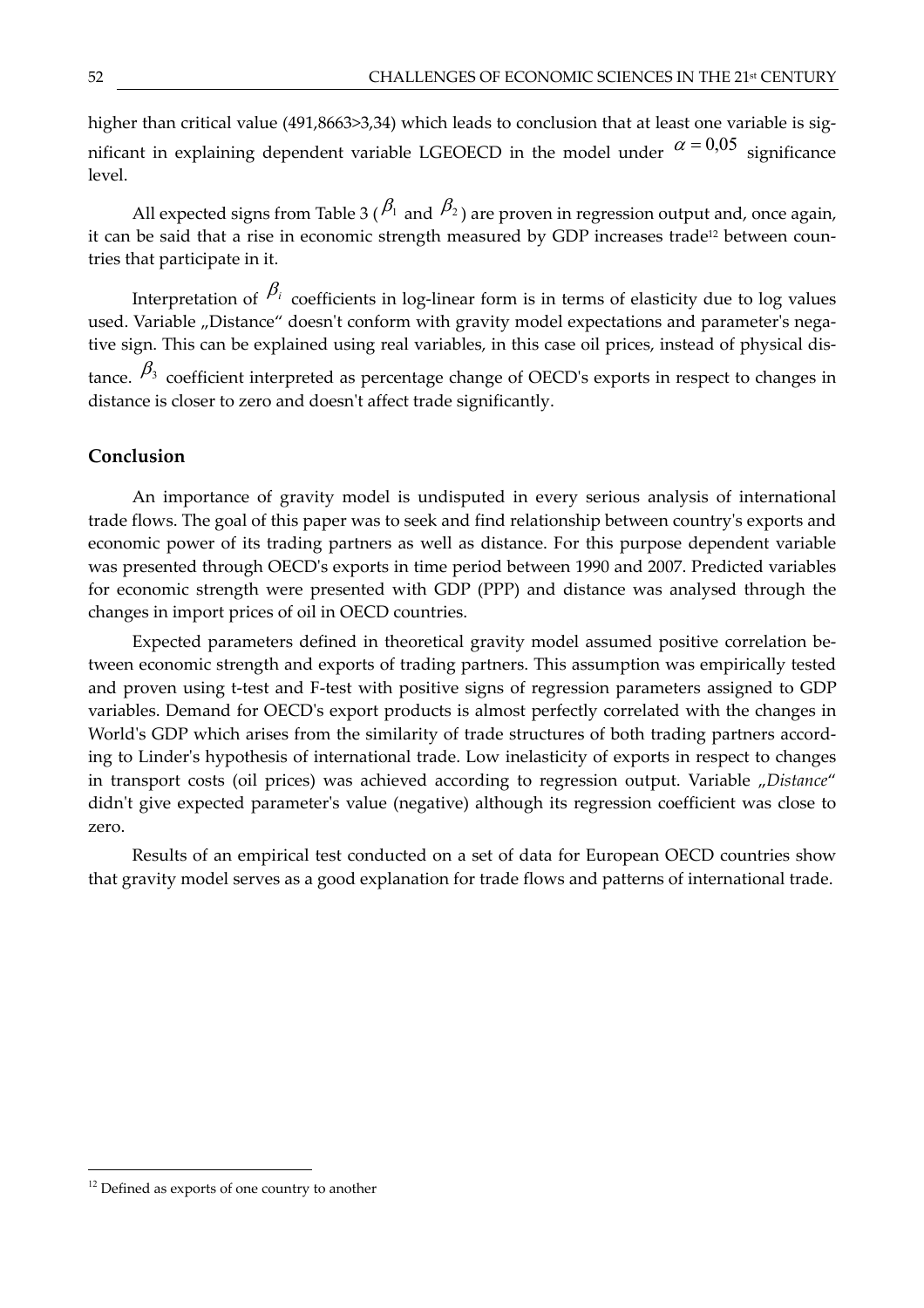higher than critical value (491,8663>3,34) which leads to conclusion that at least one variable is significant in explaining dependent variable LGEOECD in the model under $\alpha = 0{,}05$ significance level.

All expected signs from Table 3 ($\beta_1$ and $\beta_2$) are proven in regression output and, once again, it can be said that a rise in economic strength measured by GDP increases trade[12] between countries that participate in it.

Interpretation of $\beta_i$ coefficients in log-linear form is in terms of elasticity due to log values used. Variable „Distance" doesn't conform with gravity model expectations and parameter's negative sign. This can be explained using real variables, in this case oil prices, instead of physical distance. $\beta_3$ coefficient interpreted as percentage change of OECD's exports in respect to changes in distance is closer to zero and doesn't affect trade significantly.

## Conclusion

An importance of gravity model is undisputed in every serious analysis of international trade flows. The goal of this paper was to seek and find relationship between country's exports and economic power of its trading partners as well as distance. For this purpose dependent variable was presented through OECD's exports in time period between 1990 and 2007. Predicted variables for economic strength were presented with GDP (PPP) and distance was analysed through the changes in import prices of oil in OECD countries.

Expected parameters defined in theoretical gravity model assumed positive correlation between economic strength and exports of trading partners. This assumption was empirically tested and proven using t-test and F-test with positive signs of regression parameters assigned to GDP variables. Demand for OECD's export products is almost perfectly correlated with the changes in World's GDP which arises from the similarity of trade structures of both trading partners according to Linder's hypothesis of international trade. Low inelasticity of exports in respect to changes in transport costs (oil prices) was achieved according to regression output. Variable „*Distance*" didn't give expected parameter's value (negative) although its regression coefficient was close to zero.

Results of an empirical test conducted on a set of data for European OECD countries show that gravity model serves as a good explanation for trade flows and patterns of international trade.

[12] Defined as exports of one country to another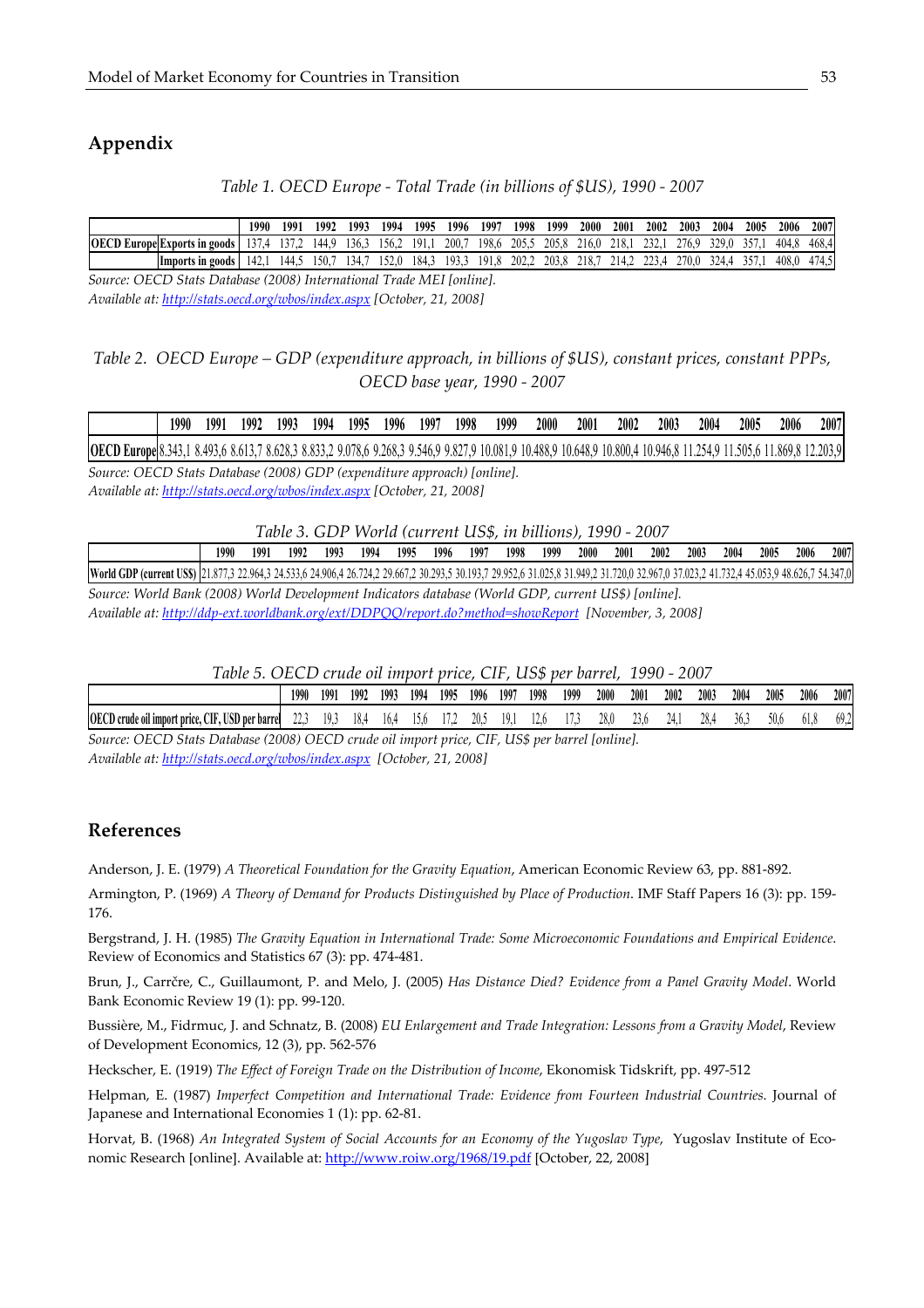## Appendix

*Table 1. OECD Europe - Total Trade (in billions of $US), 1990 - 2007*

| | | 1990 | 1991 | 1992 | 1993 | 1994 | 1995 | 1996 | 1997 | 1998 | 1999 | 2000 | 2001 | 2002 | 2003 | 2004 | 2005 | 2006 | 2007 |
|---|---|---|---|---|---|---|---|---|---|---|---|---|---|---|---|---|---|---|---|
| **OECD Europe** | **Exports in goods** | 137,4 | 137,2 | 144,9 | 136,3 | 156,2 | 191,1 | 200,7 | 198,6 | 205,5 | 205,8 | 216,0 | 218,1 | 232,1 | 276,9 | 329,0 | 357,1 | 404,8 | 468,4 |
| | **Imports in goods** | 142,1 | 144,5 | 150,7 | 134,7 | 152,0 | 184,3 | 193,3 | 191,8 | 202,2 | 203,8 | 218,7 | 214,2 | 223,4 | 270,0 | 324,4 | 357,1 | 408,0 | 474,5 |

*Source: OECD Stats Database (2008) International Trade MEI [online].*
*Available at: http://stats.oecd.org/wbos/index.aspx [October, 21, 2008]*

*Table 2. OECD Europe – GDP (expenditure approach, in billions of $US), constant prices, constant PPPs, OECD base year, 1990 - 2007*

| | 1990 | 1991 | 1992 | 1993 | 1994 | 1995 | 1996 | 1997 | 1998 | 1999 | 2000 | 2001 | 2002 | 2003 | 2004 | 2005 | 2006 | 2007 |
|---|---|---|---|---|---|---|---|---|---|---|---|---|---|---|---|---|---|---|
| **OECD Europe** | 8.343,1 | 8.493,6 | 8.613,7 | 8.628,3 | 8.833,2 | 9.078,6 | 9.268,3 | 9.546,9 | 9.827,9 | 10.081,9 | 10.488,9 | 10.648,9 | 10.800,4 | 10.946,8 | 11.254,9 | 11.505,6 | 11.869,8 | 12.203,9 |

*Source: OECD Stats Database (2008) GDP (expenditure approach) [online].*
*Available at: http://stats.oecd.org/wbos/index.aspx [October, 21, 2008]*

*Table 3. GDP World (current US$, in billions), 1990 - 2007*

| | 1990 | 1991 | 1992 | 1993 | 1994 | 1995 | 1996 | 1997 | 1998 | 1999 | 2000 | 2001 | 2002 | 2003 | 2004 | 2005 | 2006 | 2007 |
|---|---|---|---|---|---|---|---|---|---|---|---|---|---|---|---|---|---|---|
| **World GDP (current US$)** | 21.877,3 | 22.964,3 | 24.533,6 | 24.906,4 | 26.724,2 | 29.667,2 | 30.293,5 | 30.193,7 | 29.952,6 | 31.025,8 | 31.949,2 | 31.720,0 | 32.967,0 | 37.023,2 | 41.732,4 | 45.053,9 | 48.626,7 | 54.347,0 |

*Source: World Bank (2008) World Development Indicators database (World GDP, current US$) [online].*
*Available at: http://ddp-ext.worldbank.org/ext/DDPQQ/report.do?method=showReport [November, 3, 2008]*

*Table 5. OECD crude oil import price, CIF, US$ per barrel, 1990 - 2007*

| | 1990 | 1991 | 1992 | 1993 | 1994 | 1995 | 1996 | 1997 | 1998 | 1999 | 2000 | 2001 | 2002 | 2003 | 2004 | 2005 | 2006 | 2007 |
|---|---|---|---|---|---|---|---|---|---|---|---|---|---|---|---|---|---|---|
| **OECD crude oil import price, CIF, USD per barrel** | 22,3 | 19,3 | 18,4 | 16,4 | 15,6 | 17,2 | 20,5 | 19,1 | 12,6 | 17,3 | 28,0 | 23,6 | 24,1 | 28,4 | 36,3 | 50,6 | 61,8 | 69,2 |

*Source: OECD Stats Database (2008) OECD crude oil import price, CIF, US$ per barrel [online].*
*Available at: http://stats.oecd.org/wbos/index.aspx [October, 21, 2008]*

## References

Anderson, J. E. (1979) *A Theoretical Foundation for the Gravity Equation*, American Economic Review 63, pp. 881-892.

Armington, P. (1969) *A Theory of Demand for Products Distinguished by Place of Production*. IMF Staff Papers 16 (3): pp. 159-176.

Bergstrand, J. H. (1985) *The Gravity Equation in International Trade: Some Microeconomic Foundations and Empirical Evidence*. Review of Economics and Statistics 67 (3): pp. 474-481.

Brun, J., Carrčre, C., Guillaumont, P. and Melo, J. (2005) *Has Distance Died? Evidence from a Panel Gravity Model*. World Bank Economic Review 19 (1): pp. 99-120.

Bussière, M., Fidrmuc, J. and Schnatz, B. (2008) *EU Enlargement and Trade Integration: Lessons from a Gravity Model*, Review of Development Economics, 12 (3), pp. 562-576

Heckscher, E. (1919) *The Effect of Foreign Trade on the Distribution of Income*, Ekonomisk Tidskrift, pp. 497-512

Helpman, E. (1987) *Imperfect Competition and International Trade: Evidence from Fourteen Industrial Countries*. Journal of Japanese and International Economies 1 (1): pp. 62-81.

Horvat, B. (1968) *An Integrated System of Social Accounts for an Economy of the Yugoslav Type*, Yugoslav Institute of Economic Research [online]. Available at: http://www.roiw.org/1968/19.pdf [October, 22, 2008]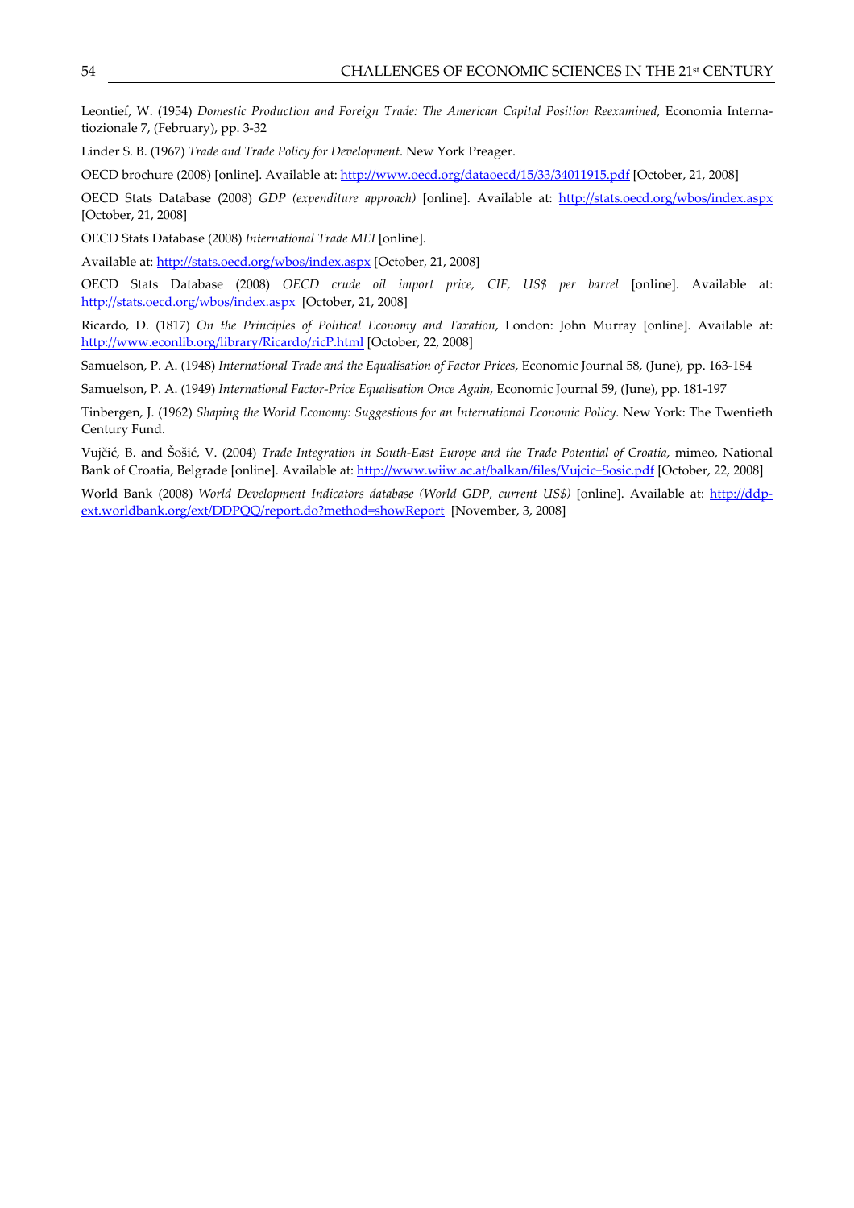Leontief, W. (1954) *Domestic Production and Foreign Trade: The American Capital Position Reexamined*, Economia Internatiozionale 7, (February), pp. 3-32

Linder S. B. (1967) *Trade and Trade Policy for Development*. New York Preager.

OECD brochure (2008) [online]. Available at: http://www.oecd.org/dataoecd/15/33/34011915.pdf [October, 21, 2008]

OECD Stats Database (2008) *GDP (expenditure approach)* [online]. Available at: http://stats.oecd.org/wbos/index.aspx [October, 21, 2008]

OECD Stats Database (2008) *International Trade MEI* [online].

Available at: http://stats.oecd.org/wbos/index.aspx [October, 21, 2008]

OECD Stats Database (2008) *OECD crude oil import price, CIF, US$ per barrel* [online]. Available at: http://stats.oecd.org/wbos/index.aspx [October, 21, 2008]

Ricardo, D. (1817) *On the Principles of Political Economy and Taxation*, London: John Murray [online]. Available at: http://www.econlib.org/library/Ricardo/ricP.html [October, 22, 2008]

Samuelson, P. A. (1948) *International Trade and the Equalisation of Factor Prices*, Economic Journal 58, (June), pp. 163-184

Samuelson, P. A. (1949) *International Factor-Price Equalisation Once Again*, Economic Journal 59, (June), pp. 181-197

Tinbergen, J. (1962) *Shaping the World Economy: Suggestions for an International Economic Policy*. New York: The Twentieth Century Fund.

Vujčić, B. and Šošić, V. (2004) *Trade Integration in South-East Europe and the Trade Potential of Croatia*, mimeo, National Bank of Croatia, Belgrade [online]. Available at: http://www.wiiw.ac.at/balkan/files/Vujcic+Sosic.pdf [October, 22, 2008]

World Bank (2008) *World Development Indicators database (World GDP, current US$)* [online]. Available at: http://ddp-ext.worldbank.org/ext/DDPQQ/report.do?method=showReport [November, 3, 2008]